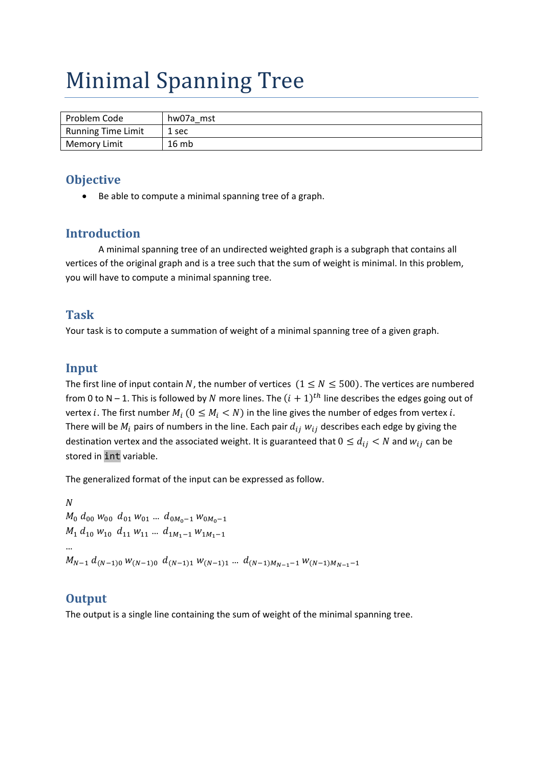# Minimal Spanning Tree

| Problem Code | hw07a_mst |
|---|---|
| Running Time Limit | 1 sec |
| Memory Limit | 16 mb |

## Objective

- Be able to compute a minimal spanning tree of a graph.

## Introduction

A minimal spanning tree of an undirected weighted graph is a subgraph that contains all vertices of the original graph and is a tree such that the sum of weight is minimal. In this problem, you will have to compute a minimal spanning tree.

## Task

Your task is to compute a summation of weight of a minimal spanning tree of a given graph.

## Input

The first line of input contain $N$, the number of vertices $(1 \leq N \leq 500)$. The vertices are numbered from 0 to N – 1. This is followed by $N$ more lines. The $(i + 1)^{th}$ line describes the edges going out of vertex $i$. The first number $M_i$ $(0 \leq M_i < N)$ in the line gives the number of edges from vertex $i$. There will be $M_i$ pairs of numbers in the line. Each pair $d_{ij}$ $w_{ij}$ describes each edge by giving the destination vertex and the associated weight. It is guaranteed that $0 \leq d_{ij} < N$ and $w_{ij}$ can be stored in `int` variable.

The generalized format of the input can be expressed as follow.

$N$
$M_0$ $d_{00}$ $w_{00}$ $d_{01}$ $w_{01}$ … $d_{0M_0-1}$ $w_{0M_0-1}$
$M_1$ $d_{10}$ $w_{10}$ $d_{11}$ $w_{11}$ … $d_{1M_1-1}$ $w_{1M_1-1}$
…
$M_{N-1}$ $d_{(N-1)0}$ $w_{(N-1)0}$ $d_{(N-1)1}$ $w_{(N-1)1}$ … $d_{(N-1)M_{N-1}-1}$ $w_{(N-1)M_{N-1}-1}$

## Output

The output is a single line containing the sum of weight of the minimal spanning tree.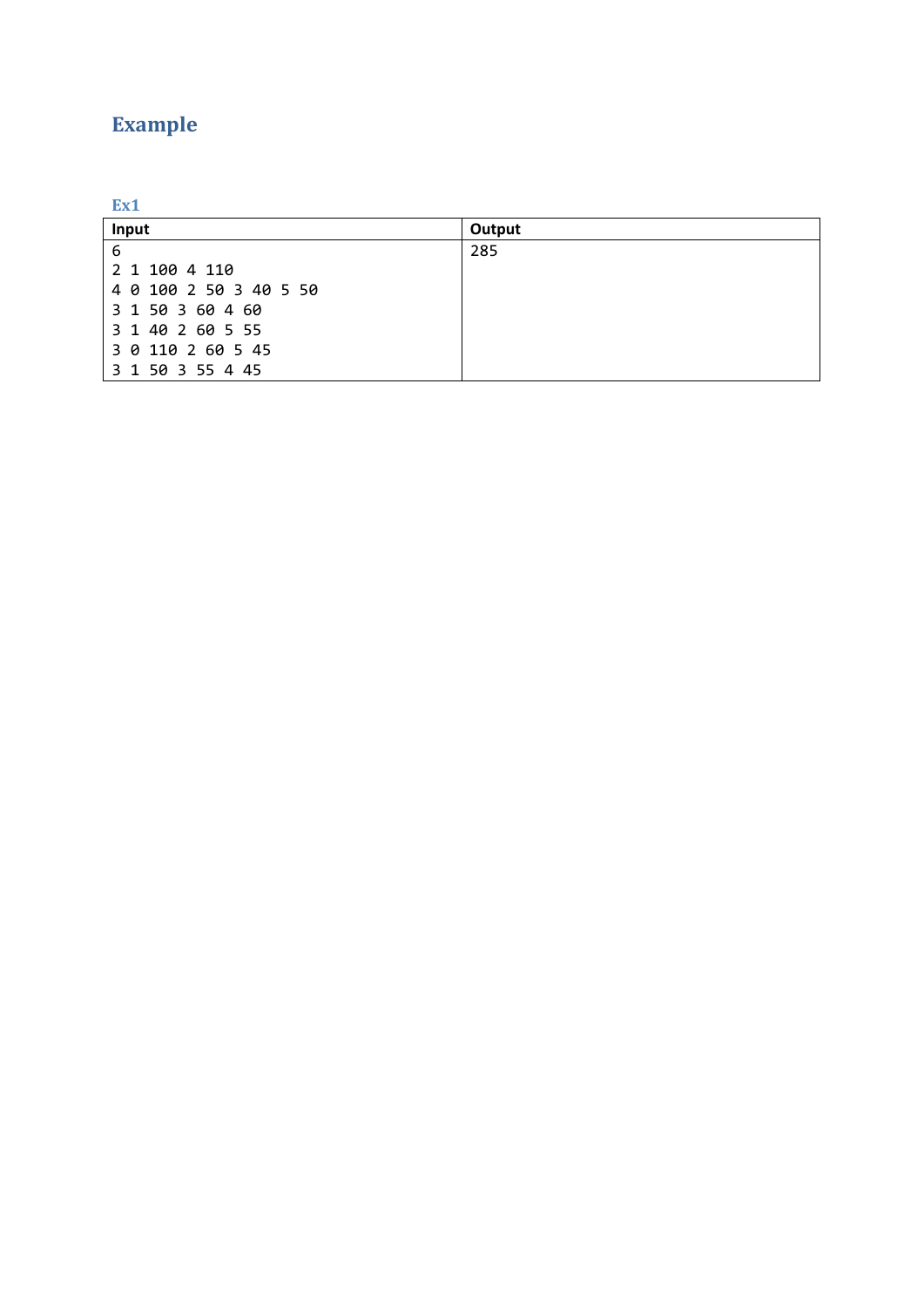## Example

### Ex1

| Input | Output |
|---|---|
| 6<br>2 1 100 4 110<br>4 0 100 2 50 3 40 5 50<br>3 1 50 3 60 4 60<br>3 1 40 2 60 5 55<br>3 0 110 2 60 5 45<br>3 1 50 3 55 4 45 | 285 |